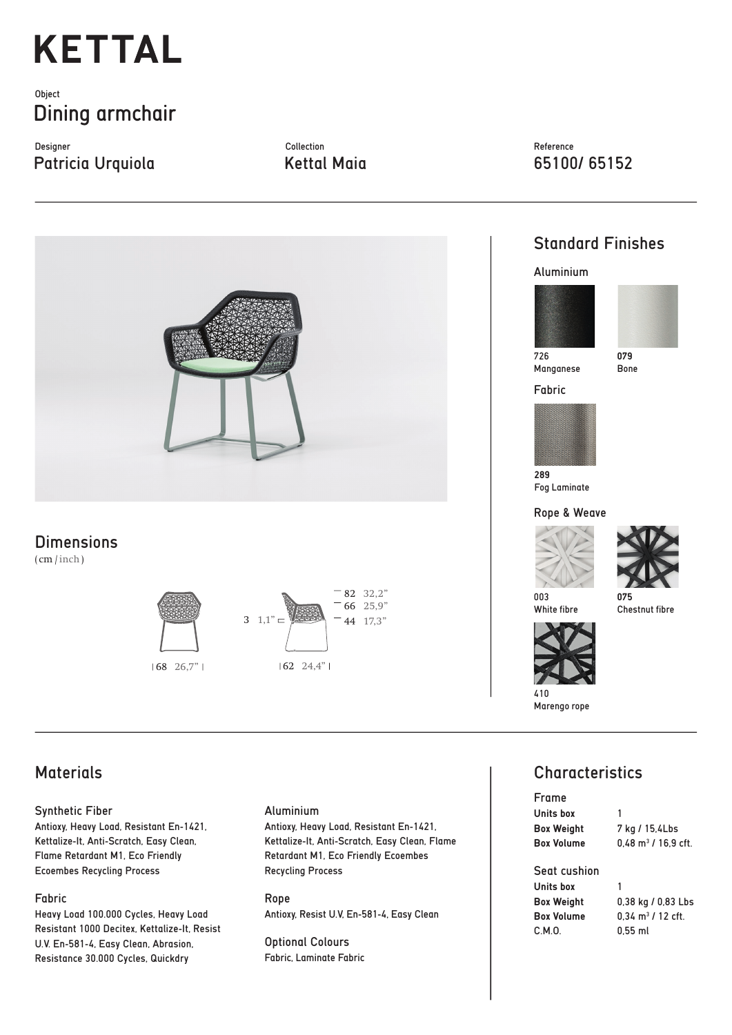# KETTAL

Object

## Dining armchair

Designer
Patricia Urquiola

Collection
Kettal Maia

Reference
65100/ 65152

## Standard Finishes

### Aluminium

726
Manganese

079
Bone

### Fabric

289
Fog Laminate

### Rope & Weave

003
White fibre

075
Chestnut fibre

410
Marengo rope

## Dimensions

(cm / inch)

68 26,7”

62 24,4”

3 1,1”

82 32,2”
66 25,9”
44 17,3”

## Materials

### Synthetic Fiber

Antioxy, Heavy Load, Resistant En-1421, Kettalize-It, Anti-Scratch, Easy Clean, Flame Retardant M1, Eco Friendly Ecoembes Recycling Process

### Fabric

Heavy Load 100.000 Cycles, Heavy Load Resistant 1000 Decitex, Kettalize-It, Resist U.V. En-581-4, Easy Clean, Abrasion, Resistance 30.000 Cycles, Quickdry

### Aluminium

Antioxy, Heavy Load, Resistant En-1421, Kettalize-It, Anti-Scratch, Easy Clean, Flame Retardant M1, Eco Friendly Ecoembes Recycling Process

### Rope

Antioxy, Resist U.V, En-581-4, Easy Clean

### Optional Colours

Fabric, Laminate Fabric

## Characteristics

### Frame

| | |
|---|---|
| **Units box** | 1 |
| **Box Weight** | 7 kg / 15,4Lbs |
| **Box Volume** | 0,48 m³ / 16,9 cft. |

### Seat cushion

| | |
|---|---|
| **Units box** | 1 |
| **Box Weight** | 0,38 kg / 0,83 Lbs |
| **Box Volume** | 0,34 m³ / 12 cft. |
| C.M.O. | 0,55 ml |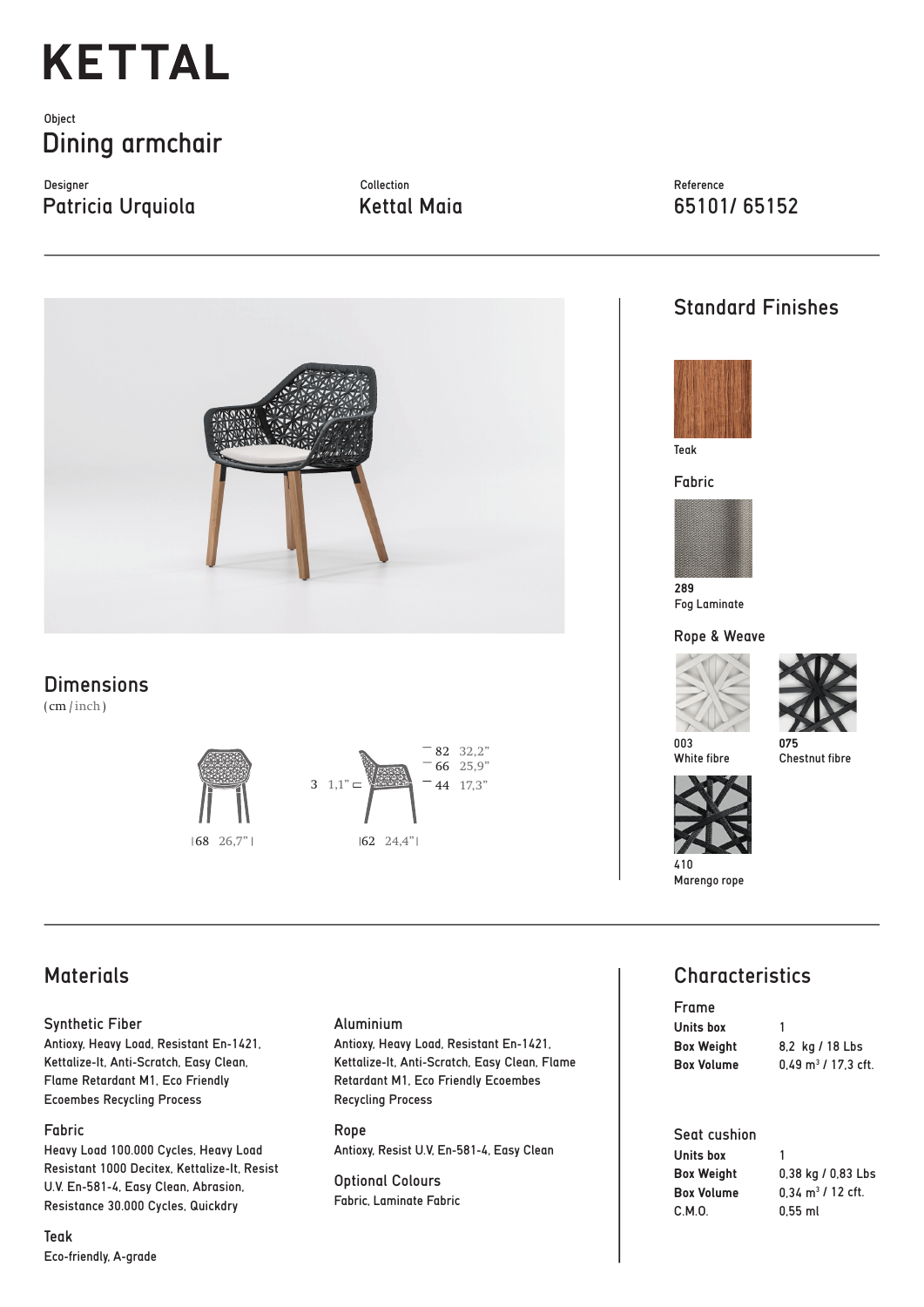# KETTAL

Object

## Dining armchair

Designer
**Patricia Urquiola**

Collection
**Kettal Maia**

Reference
**65101/ 65152**

## Dimensions

(cm / inch)

68 26,7"

3 1,1"

62 24,4"

82 32,2"
66 25,9"
44 17,3"

## Standard Finishes

Teak

### Fabric

289
Fog Laminate

### Rope & Weave

003
White fibre

075
Chestnut fibre

410
Marengo rope

## Materials

### Synthetic Fiber

Antioxy, Heavy Load, Resistant En-1421, Kettalize-It, Anti-Scratch, Easy Clean, Flame Retardant M1, Eco Friendly Ecoembes Recycling Process

### Fabric

Heavy Load 100.000 Cycles, Heavy Load Resistant 1000 Decitex, Kettalize-It, Resist U.V. En-581-4, Easy Clean, Abrasion, Resistance 30.000 Cycles, Quickdry

### Teak

Eco-friendly, A-grade

### Aluminium

Antioxy, Heavy Load, Resistant En-1421, Kettalize-It, Anti-Scratch, Easy Clean, Flame Retardant M1, Eco Friendly Ecoembes Recycling Process

### Rope

Antioxy, Resist U.V. En-581-4, Easy Clean

### Optional Colours

Fabric, Laminate Fabric

## Characteristics

### Frame

| | |
|---|---|
| **Units box** | 1 |
| **Box Weight** | 8,2 kg / 18 Lbs |
| **Box Volume** | 0,49 $m^3$ / 17,3 cft. |

### Seat cushion

| | |
|---|---|
| **Units box** | 1 |
| **Box Weight** | 0,38 kg / 0,83 Lbs |
| **Box Volume** | 0,34 $m^3$ / 12 cft. |
| C.M.O. | 0,55 ml |